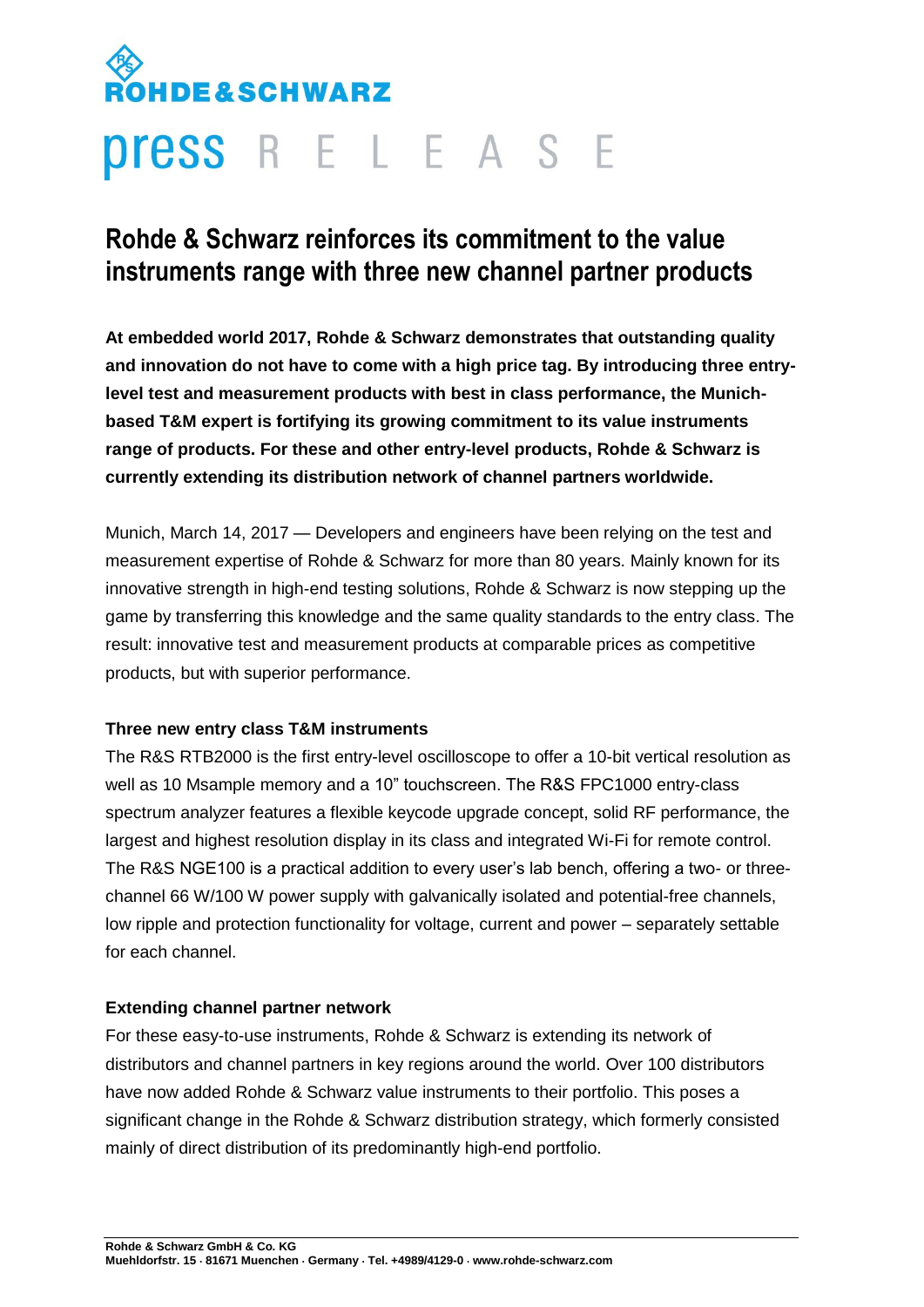ROHDE&SCHWARZ

press RELEASE

# Rohde & Schwarz reinforces its commitment to the value instruments range with three new channel partner products

**At embedded world 2017, Rohde & Schwarz demonstrates that outstanding quality and innovation do not have to come with a high price tag. By introducing three entry-level test and measurement products with best in class performance, the Munich-based T&M expert is fortifying its growing commitment to its value instruments range of products. For these and other entry-level products, Rohde & Schwarz is currently extending its distribution network of channel partners worldwide.**

Munich, March 14, 2017 — Developers and engineers have been relying on the test and measurement expertise of Rohde & Schwarz for more than 80 years. Mainly known for its innovative strength in high-end testing solutions, Rohde & Schwarz is now stepping up the game by transferring this knowledge and the same quality standards to the entry class. The result: innovative test and measurement products at comparable prices as competitive products, but with superior performance.

**Three new entry class T&M instruments**

The R&S RTB2000 is the first entry-level oscilloscope to offer a 10-bit vertical resolution as well as 10 Msample memory and a 10" touchscreen. The R&S FPC1000 entry-class spectrum analyzer features a flexible keycode upgrade concept, solid RF performance, the largest and highest resolution display in its class and integrated Wi-Fi for remote control. The R&S NGE100 is a practical addition to every user's lab bench, offering a two- or three-channel 66 W/100 W power supply with galvanically isolated and potential-free channels, low ripple and protection functionality for voltage, current and power – separately settable for each channel.

**Extending channel partner network**

For these easy-to-use instruments, Rohde & Schwarz is extending its network of distributors and channel partners in key regions around the world. Over 100 distributors have now added Rohde & Schwarz value instruments to their portfolio. This poses a significant change in the Rohde & Schwarz distribution strategy, which formerly consisted mainly of direct distribution of its predominantly high-end portfolio.

**Rohde & Schwarz GmbH & Co. KG**
**Muehldorfstr. 15 · 81671 Muenchen · Germany · Tel. +4989/4129-0 · www.rohde-schwarz.com**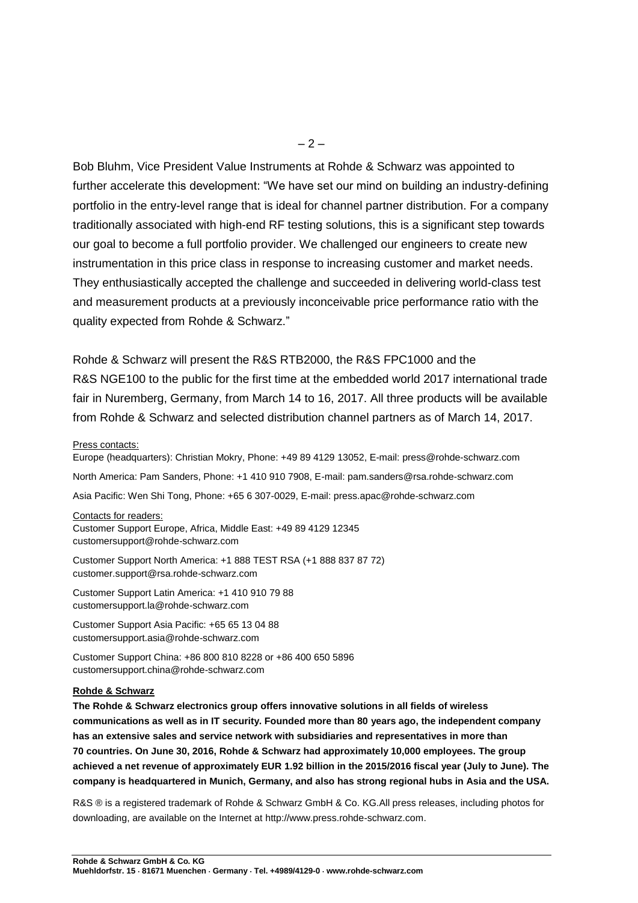Bob Bluhm, Vice President Value Instruments at Rohde & Schwarz was appointed to further accelerate this development: "We have set our mind on building an industry-defining portfolio in the entry-level range that is ideal for channel partner distribution. For a company traditionally associated with high-end RF testing solutions, this is a significant step towards our goal to become a full portfolio provider. We challenged our engineers to create new instrumentation in this price class in response to increasing customer and market needs. They enthusiastically accepted the challenge and succeeded in delivering world-class test and measurement products at a previously inconceivable price performance ratio with the quality expected from Rohde & Schwarz."

Rohde & Schwarz will present the R&S RTB2000, the R&S FPC1000 and the R&S NGE100 to the public for the first time at the embedded world 2017 international trade fair in Nuremberg, Germany, from March 14 to 16, 2017. All three products will be available from Rohde & Schwarz and selected distribution channel partners as of March 14, 2017.

Press contacts:

Europe (headquarters): Christian Mokry, Phone: +49 89 4129 13052, E-mail: press@rohde-schwarz.com

North America: Pam Sanders, Phone: +1 410 910 7908, E-mail: pam.sanders@rsa.rohde-schwarz.com

Asia Pacific: Wen Shi Tong, Phone: +65 6 307-0029, E-mail: press.apac@rohde-schwarz.com

Contacts for readers:

Customer Support Europe, Africa, Middle East: +49 89 4129 12345
customersupport@rohde-schwarz.com

Customer Support North America: +1 888 TEST RSA (+1 888 837 87 72)
customer.support@rsa.rohde-schwarz.com

Customer Support Latin America: +1 410 910 79 88
customersupport.la@rohde-schwarz.com

Customer Support Asia Pacific: +65 65 13 04 88
customersupport.asia@rohde-schwarz.com

Customer Support China: +86 800 810 8228 or +86 400 650 5896
customersupport.china@rohde-schwarz.com

**Rohde & Schwarz**

**The Rohde & Schwarz electronics group offers innovative solutions in all fields of wireless communications as well as in IT security. Founded more than 80 years ago, the independent company has an extensive sales and service network with subsidiaries and representatives in more than 70 countries. On June 30, 2016, Rohde & Schwarz had approximately 10,000 employees. The group achieved a net revenue of approximately EUR 1.92 billion in the 2015/2016 fiscal year (July to June). The company is headquartered in Munich, Germany, and also has strong regional hubs in Asia and the USA.**

R&S ® is a registered trademark of Rohde & Schwarz GmbH & Co. KG.All press releases, including photos for downloading, are available on the Internet at http://www.press.rohde-schwarz.com.

**Rohde & Schwarz GmbH & Co. KG**
**Muehldorfstr. 15 · 81671 Muenchen · Germany · Tel. +4989/4129-0 · www.rohde-schwarz.com**